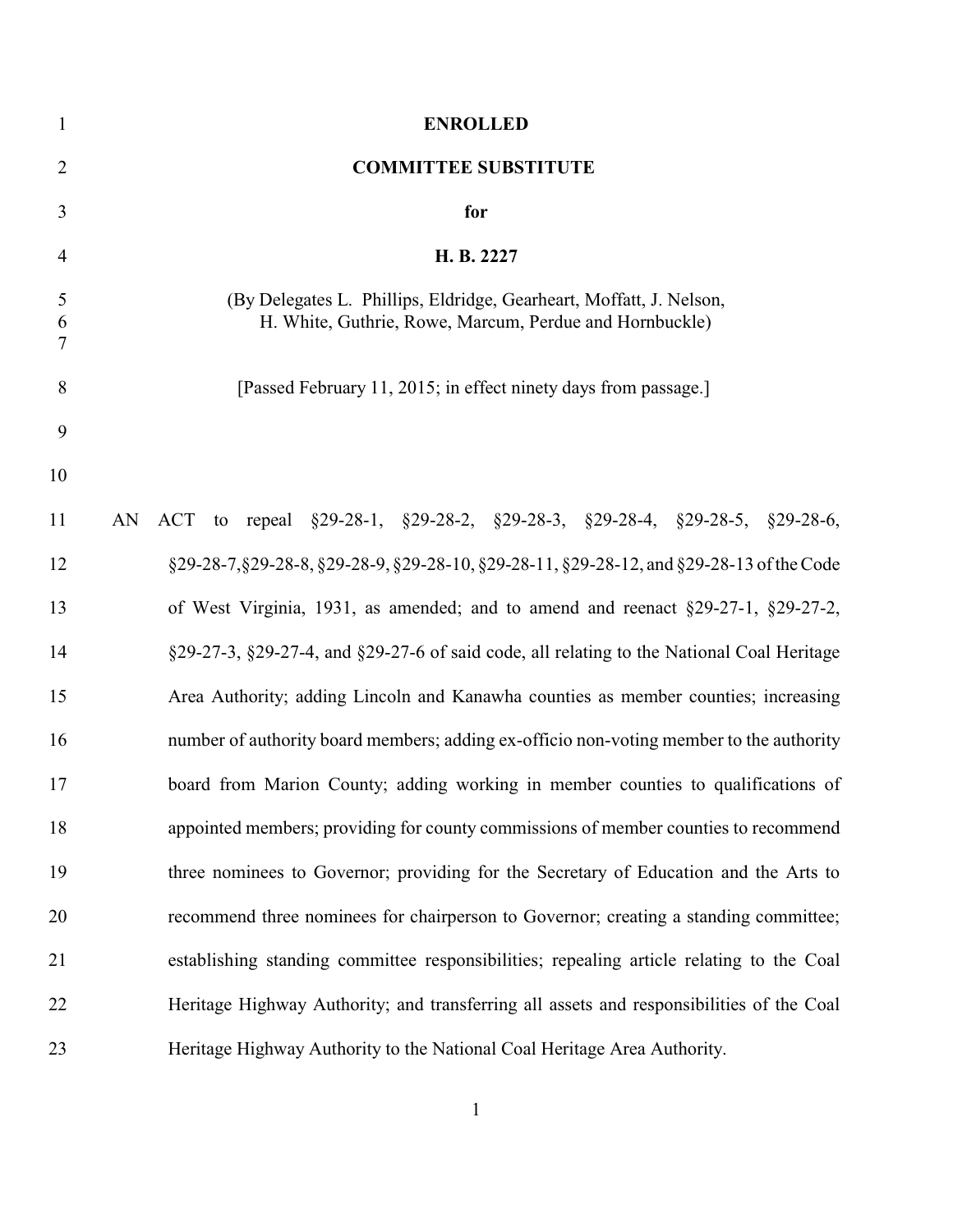**ENROLLED**

**COMMITTEE SUBSTITUTE**

**for**

**H. B. 2227**

(By Delegates L. Phillips, Eldridge, Gearheart, Moffatt, J. Nelson, H. White, Guthrie, Rowe, Marcum, Perdue and Hornbuckle)

[Passed February 11, 2015; in effect ninety days from passage.]

AN ACT to repeal §29-28-1, §29-28-2, §29-28-3, §29-28-4, §29-28-5, §29-28-6, §29-28-7, §29-28-8, §29-28-9, §29-28-10, §29-28-11, §29-28-12, and §29-28-13 of the Code of West Virginia, 1931, as amended; and to amend and reenact §29-27-1, §29-27-2, §29-27-3, §29-27-4, and §29-27-6 of said code, all relating to the National Coal Heritage Area Authority; adding Lincoln and Kanawha counties as member counties; increasing number of authority board members; adding ex-officio non-voting member to the authority board from Marion County; adding working in member counties to qualifications of appointed members; providing for county commissions of member counties to recommend three nominees to Governor; providing for the Secretary of Education and the Arts to recommend three nominees for chairperson to Governor; creating a standing committee; establishing standing committee responsibilities; repealing article relating to the Coal Heritage Highway Authority; and transferring all assets and responsibilities of the Coal Heritage Highway Authority to the National Coal Heritage Area Authority.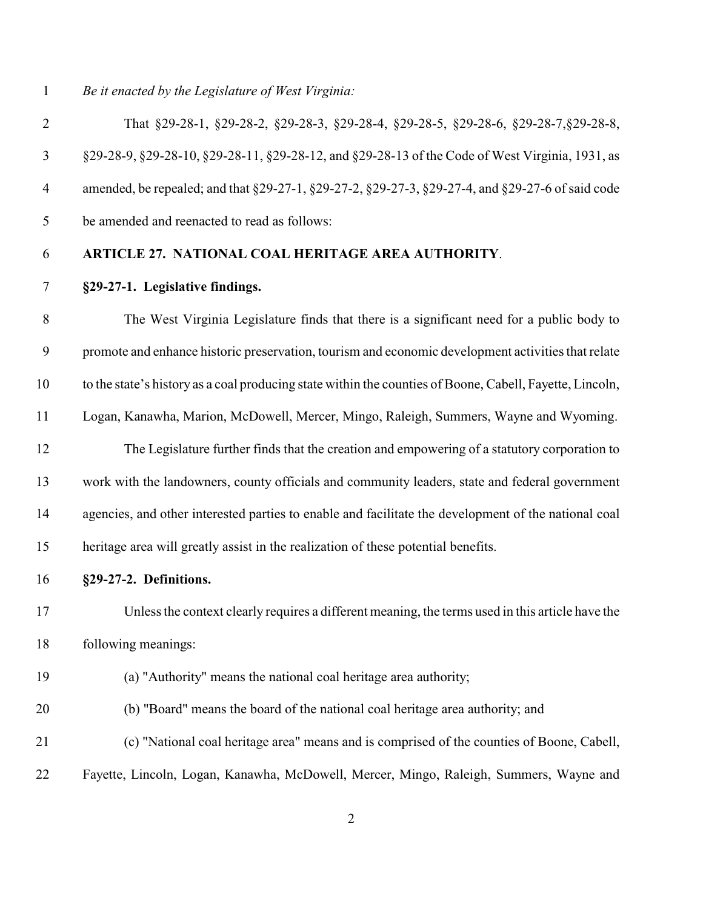*Be it enacted by the Legislature of West Virginia:*

That §29-28-1, §29-28-2, §29-28-3, §29-28-4, §29-28-5, §29-28-6, §29-28-7,§29-28-8, §29-28-9, §29-28-10, §29-28-11, §29-28-12, and §29-28-13 of the Code of West Virginia, 1931, as amended, be repealed; and that §29-27-1, §29-27-2, §29-27-3, §29-27-4, and §29-27-6 of said code be amended and reenacted to read as follows:

**ARTICLE 27. NATIONAL COAL HERITAGE AREA AUTHORITY**.

**§29-27-1. Legislative findings.**

The West Virginia Legislature finds that there is a significant need for a public body to promote and enhance historic preservation, tourism and economic development activities that relate to the state's history as a coal producing state within the counties of Boone, Cabell, Fayette, Lincoln, Logan, Kanawha, Marion, McDowell, Mercer, Mingo, Raleigh, Summers, Wayne and Wyoming.

The Legislature further finds that the creation and empowering of a statutory corporation to work with the landowners, county officials and community leaders, state and federal government agencies, and other interested parties to enable and facilitate the development of the national coal heritage area will greatly assist in the realization of these potential benefits.

**§29-27-2. Definitions.**

Unless the context clearly requires a different meaning, the terms used in this article have the following meanings:

(a) "Authority" means the national coal heritage area authority;

(b) "Board" means the board of the national coal heritage area authority; and

(c) "National coal heritage area" means and is comprised of the counties of Boone, Cabell, Fayette, Lincoln, Logan, Kanawha, McDowell, Mercer, Mingo, Raleigh, Summers, Wayne and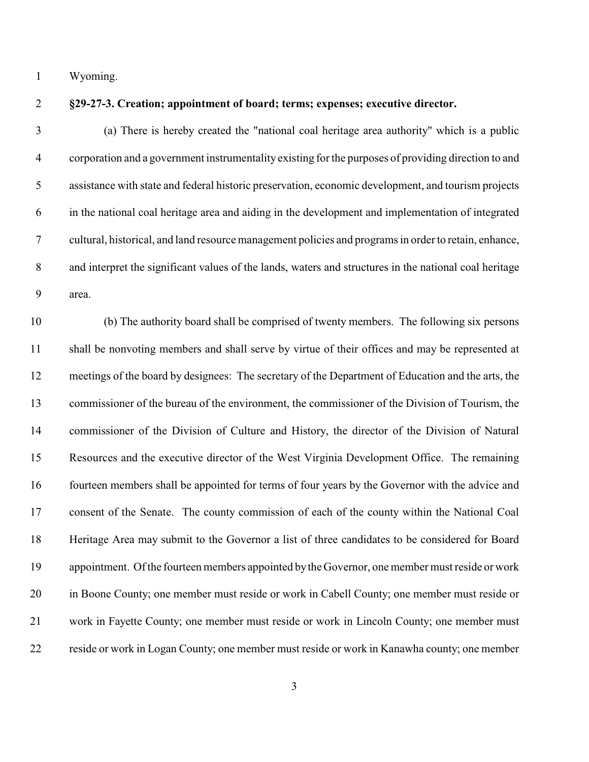Wyoming.

**§29-27-3. Creation; appointment of board; terms; expenses; executive director.**

(a) There is hereby created the "national coal heritage area authority" which is a public corporation and a government instrumentality existing for the purposes of providing direction to and assistance with state and federal historic preservation, economic development, and tourism projects in the national coal heritage area and aiding in the development and implementation of integrated cultural, historical, and land resource management policies and programs in order to retain, enhance, and interpret the significant values of the lands, waters and structures in the national coal heritage area.

(b) The authority board shall be comprised of twenty members. The following six persons shall be nonvoting members and shall serve by virtue of their offices and may be represented at meetings of the board by designees: The secretary of the Department of Education and the arts, the commissioner of the bureau of the environment, the commissioner of the Division of Tourism, the commissioner of the Division of Culture and History, the director of the Division of Natural Resources and the executive director of the West Virginia Development Office. The remaining fourteen members shall be appointed for terms of four years by the Governor with the advice and consent of the Senate. The county commission of each of the county within the National Coal Heritage Area may submit to the Governor a list of three candidates to be considered for Board appointment. Of the fourteen members appointed by the Governor, one member must reside or work in Boone County; one member must reside or work in Cabell County; one member must reside or work in Fayette County; one member must reside or work in Lincoln County; one member must reside or work in Logan County; one member must reside or work in Kanawha county; one member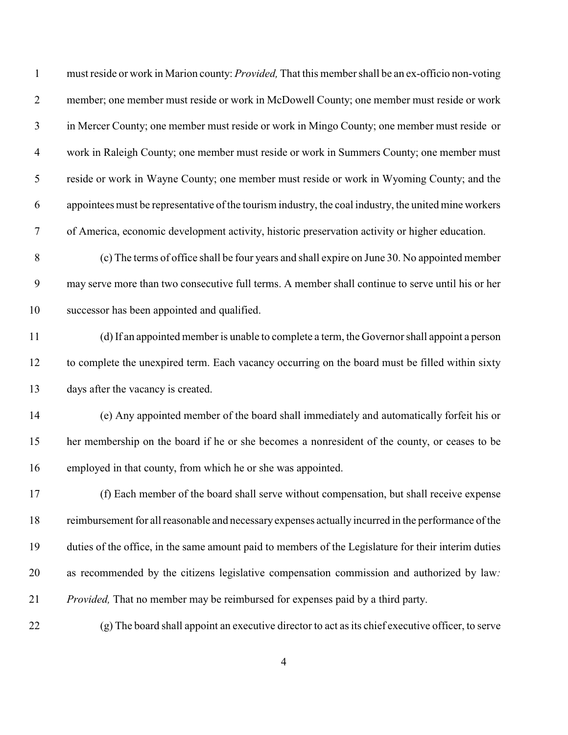must reside or work in Marion county: *Provided,* That this member shall be an ex-officio non-voting member; one member must reside or work in McDowell County; one member must reside or work in Mercer County; one member must reside or work in Mingo County; one member must reside or work in Raleigh County; one member must reside or work in Summers County; one member must reside or work in Wayne County; one member must reside or work in Wyoming County; and the appointees must be representative of the tourism industry, the coal industry, the united mine workers of America, economic development activity, historic preservation activity or higher education.

(c) The terms of office shall be four years and shall expire on June 30. No appointed member may serve more than two consecutive full terms. A member shall continue to serve until his or her successor has been appointed and qualified.

(d) If an appointed member is unable to complete a term, the Governor shall appoint a person to complete the unexpired term. Each vacancy occurring on the board must be filled within sixty days after the vacancy is created.

(e) Any appointed member of the board shall immediately and automatically forfeit his or her membership on the board if he or she becomes a nonresident of the county, or ceases to be employed in that county, from which he or she was appointed.

(f) Each member of the board shall serve without compensation, but shall receive expense reimbursement for all reasonable and necessary expenses actually incurred in the performance of the duties of the office, in the same amount paid to members of the Legislature for their interim duties as recommended by the citizens legislative compensation commission and authorized by law*: Provided,* That no member may be reimbursed for expenses paid by a third party.

(g) The board shall appoint an executive director to act as its chief executive officer, to serve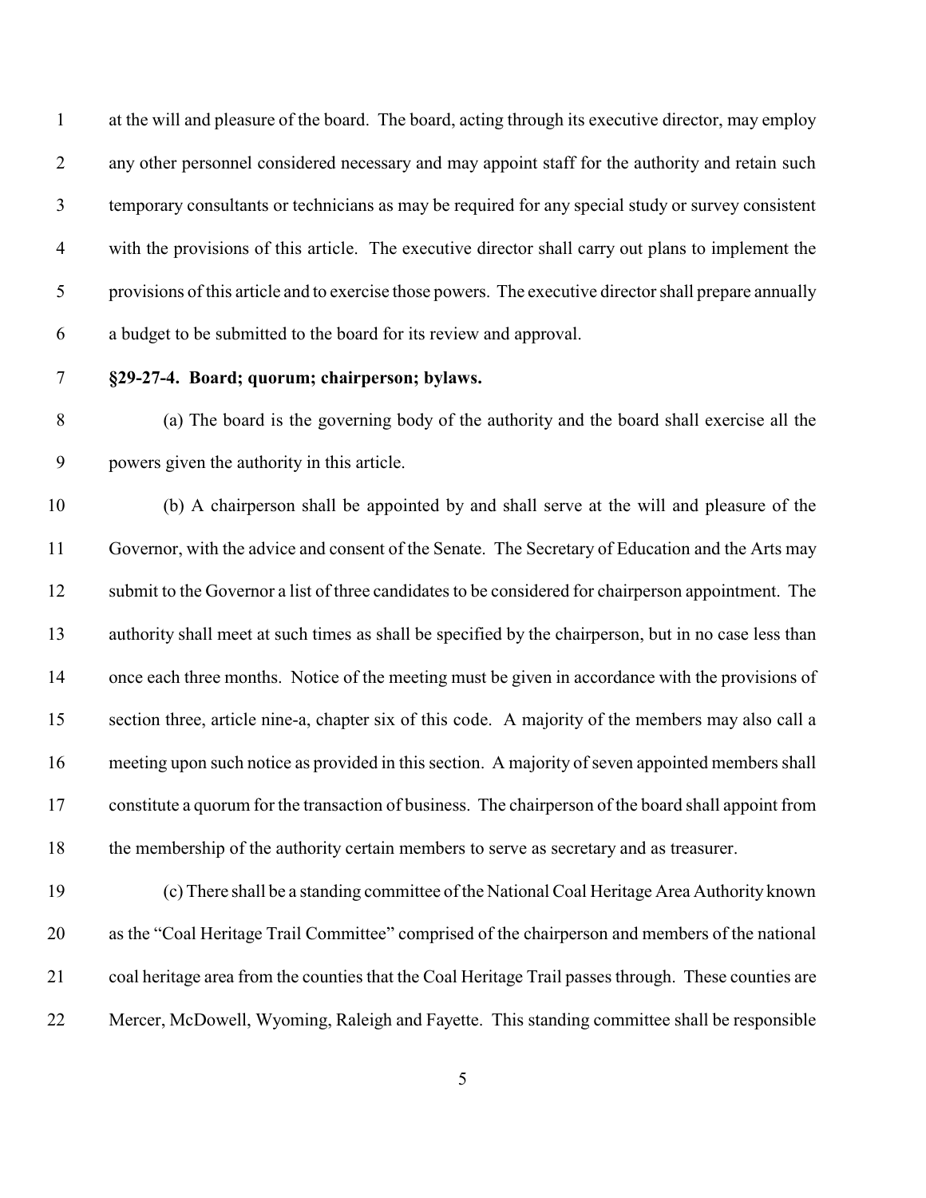at the will and pleasure of the board. The board, acting through its executive director, may employ any other personnel considered necessary and may appoint staff for the authority and retain such temporary consultants or technicians as may be required for any special study or survey consistent with the provisions of this article. The executive director shall carry out plans to implement the provisions of this article and to exercise those powers. The executive director shall prepare annually a budget to be submitted to the board for its review and approval.

**§29-27-4. Board; quorum; chairperson; bylaws.**

(a) The board is the governing body of the authority and the board shall exercise all the powers given the authority in this article.

(b) A chairperson shall be appointed by and shall serve at the will and pleasure of the Governor, with the advice and consent of the Senate. The Secretary of Education and the Arts may submit to the Governor a list of three candidates to be considered for chairperson appointment. The authority shall meet at such times as shall be specified by the chairperson, but in no case less than once each three months. Notice of the meeting must be given in accordance with the provisions of section three, article nine-a, chapter six of this code. A majority of the members may also call a meeting upon such notice as provided in this section. A majority of seven appointed members shall constitute a quorum for the transaction of business. The chairperson of the board shall appoint from the membership of the authority certain members to serve as secretary and as treasurer.

(c) There shall be a standing committee of the National Coal Heritage Area Authority known as the "Coal Heritage Trail Committee" comprised of the chairperson and members of the national coal heritage area from the counties that the Coal Heritage Trail passes through. These counties are Mercer, McDowell, Wyoming, Raleigh and Fayette. This standing committee shall be responsible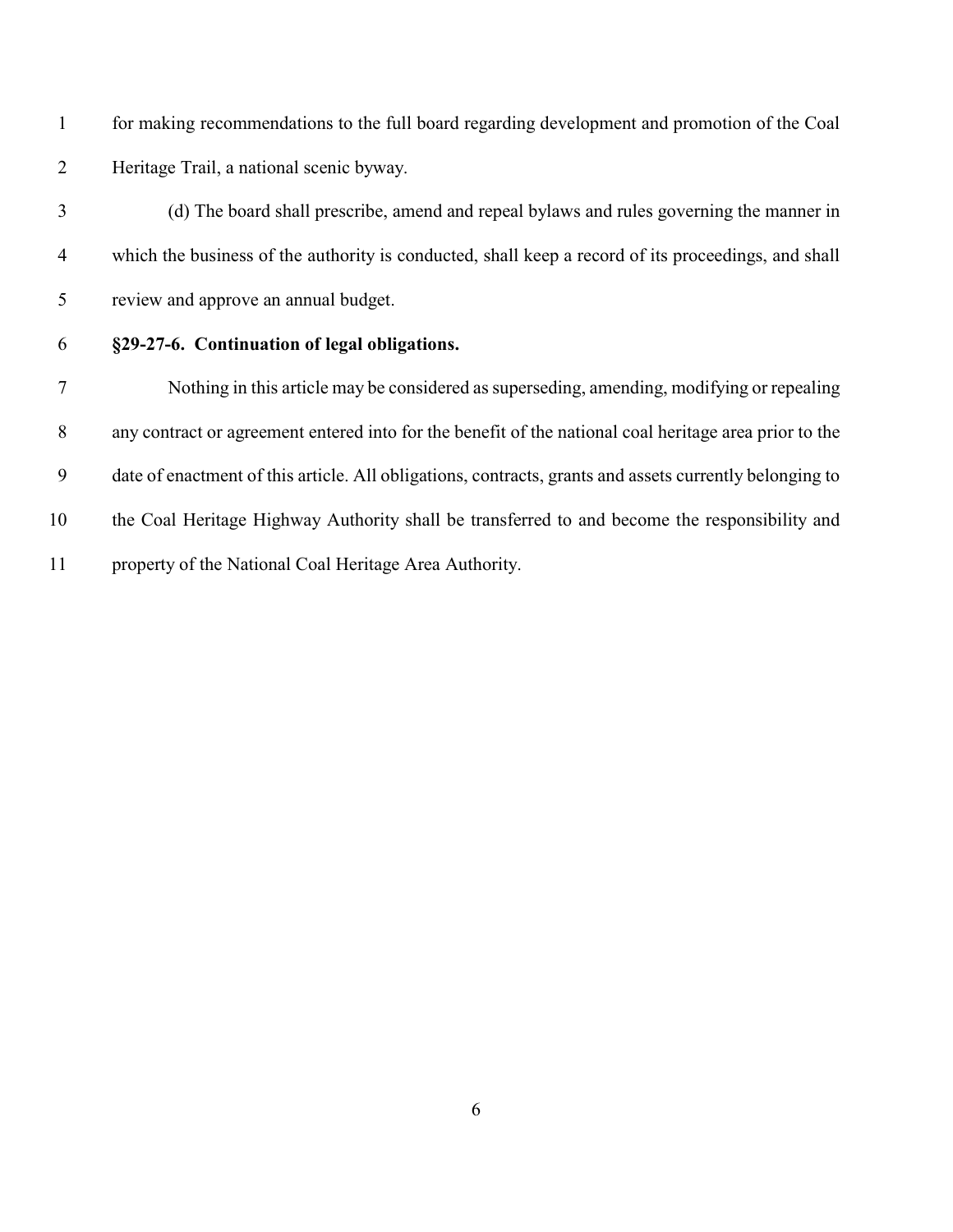for making recommendations to the full board regarding development and promotion of the Coal Heritage Trail, a national scenic byway.

(d) The board shall prescribe, amend and repeal bylaws and rules governing the manner in which the business of the authority is conducted, shall keep a record of its proceedings, and shall review and approve an annual budget.

**§29-27-6. Continuation of legal obligations.**

Nothing in this article may be considered as superseding, amending, modifying or repealing any contract or agreement entered into for the benefit of the national coal heritage area prior to the date of enactment of this article. All obligations, contracts, grants and assets currently belonging to the Coal Heritage Highway Authority shall be transferred to and become the responsibility and property of the National Coal Heritage Area Authority.